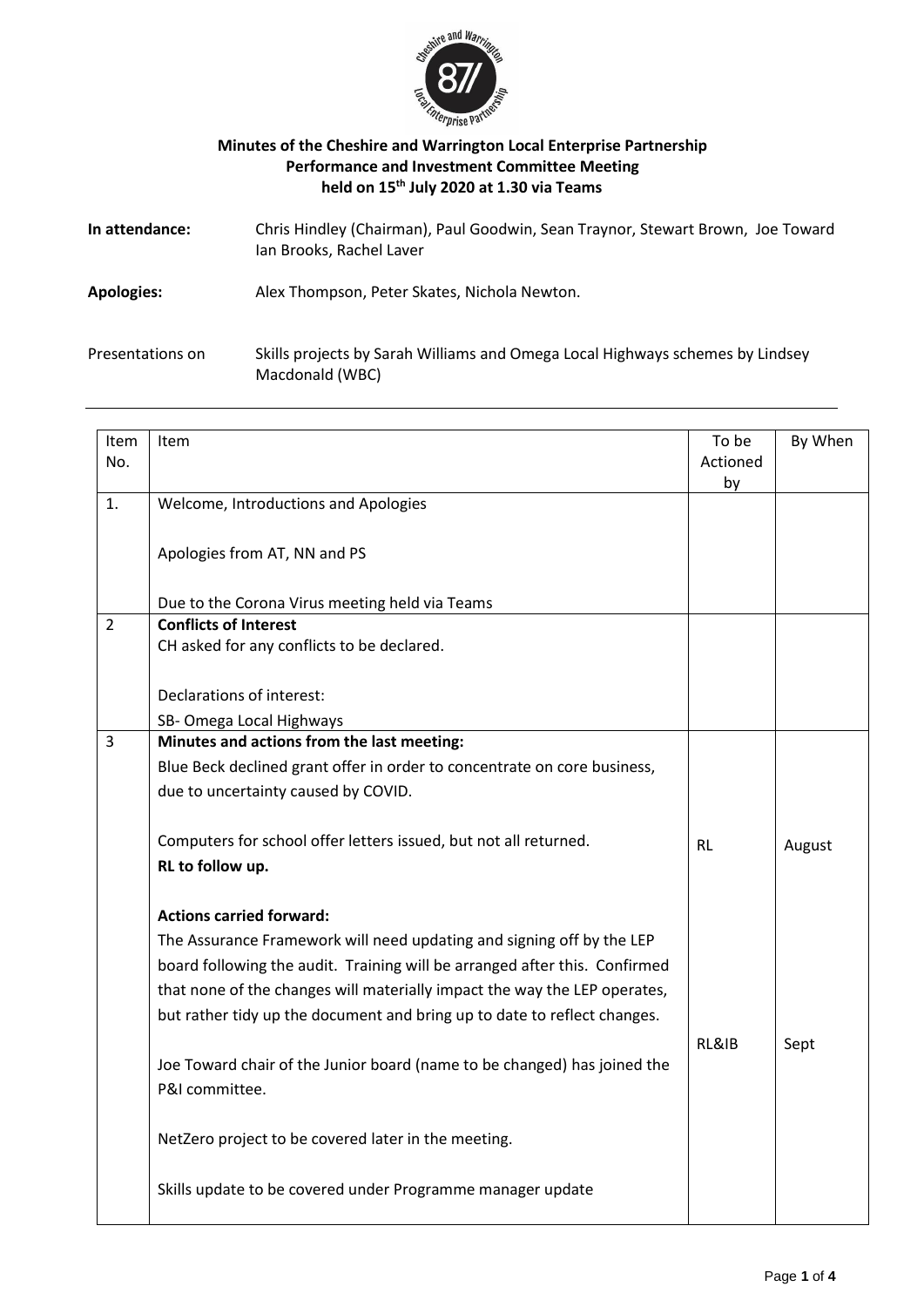**Minutes of the Cheshire and Warrington Local Enterprise Partnership Performance and Investment Committee Meeting held on 15th July 2020 at 1.30 via Teams**

**In attendance:** Chris Hindley (Chairman), Paul Goodwin, Sean Traynor, Stewart Brown, Joe Toward Ian Brooks, Rachel Laver

**Apologies:** Alex Thompson, Peter Skates, Nichola Newton.

Presentations on Skills projects by Sarah Williams and Omega Local Highways schemes by Lindsey Macdonald (WBC)

---

| Item No. | Item | To be Actioned by | By When |
|---|---|---|---|
| 1. | Welcome, Introductions and Apologies<br><br>Apologies from AT, NN and PS<br><br>Due to the Corona Virus meeting held via Teams | | |
| 2 | **Conflicts of Interest**<br>CH asked for any conflicts to be declared.<br><br>Declarations of interest:<br>SB- Omega Local Highways | | |
| 3 | **Minutes and actions from the last meeting:**<br>Blue Beck declined grant offer in order to concentrate on core business, due to uncertainty caused by COVID.<br><br>Computers for school offer letters issued, but not all returned.<br>**RL to follow up.**<br><br>**Actions carried forward:**<br>The Assurance Framework will need updating and signing off by the LEP board following the audit. Training will be arranged after this. Confirmed that none of the changes will materially impact the way the LEP operates, but rather tidy up the document and bring up to date to reflect changes.<br><br>Joe Toward chair of the Junior board (name to be changed) has joined the P&I committee.<br><br>NetZero project to be covered later in the meeting.<br><br>Skills update to be covered under Programme manager update | RL<br><br>RL&IB | August<br><br>Sept |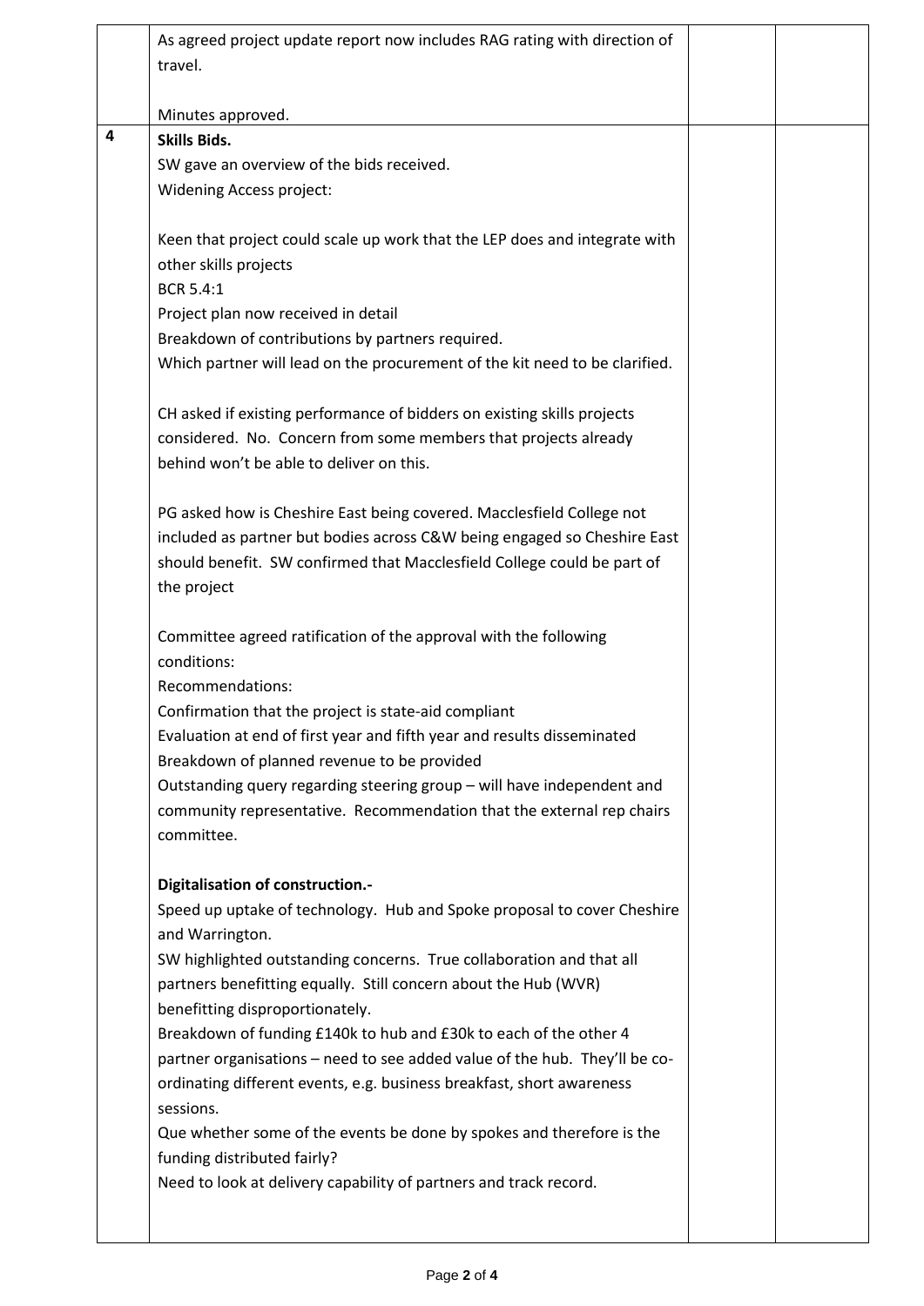| | | | |
|---|---|---|---|
| | As agreed project update report now includes RAG rating with direction of travel.<br><br>Minutes approved. | | |
| **4** | **Skills Bids.**<br>SW gave an overview of the bids received.<br>Widening Access project:<br><br>Keen that project could scale up work that the LEP does and integrate with other skills projects<br>BCR 5.4:1<br>Project plan now received in detail<br>Breakdown of contributions by partners required.<br>Which partner will lead on the procurement of the kit need to be clarified.<br><br>CH asked if existing performance of bidders on existing skills projects considered. No. Concern from some members that projects already behind won't be able to deliver on this.<br><br>PG asked how is Cheshire East being covered. Macclesfield College not included as partner but bodies across C&W being engaged so Cheshire East should benefit. SW confirmed that Macclesfield College could be part of the project<br><br>Committee agreed ratification of the approval with the following conditions:<br>Recommendations:<br>Confirmation that the project is state-aid compliant<br>Evaluation at end of first year and fifth year and results disseminated<br>Breakdown of planned revenue to be provided<br>Outstanding query regarding steering group – will have independent and community representative. Recommendation that the external rep chairs committee.<br><br>**Digitalisation of construction.-**<br>Speed up uptake of technology. Hub and Spoke proposal to cover Cheshire and Warrington.<br>SW highlighted outstanding concerns. True collaboration and that all partners benefitting equally. Still concern about the Hub (WVR) benefitting disproportionately.<br>Breakdown of funding £140k to hub and £30k to each of the other 4 partner organisations – need to see added value of the hub. They'll be co-ordinating different events, e.g. business breakfast, short awareness sessions.<br>Que whether some of the events be done by spokes and therefore is the funding distributed fairly?<br>Need to look at delivery capability of partners and track record. | | |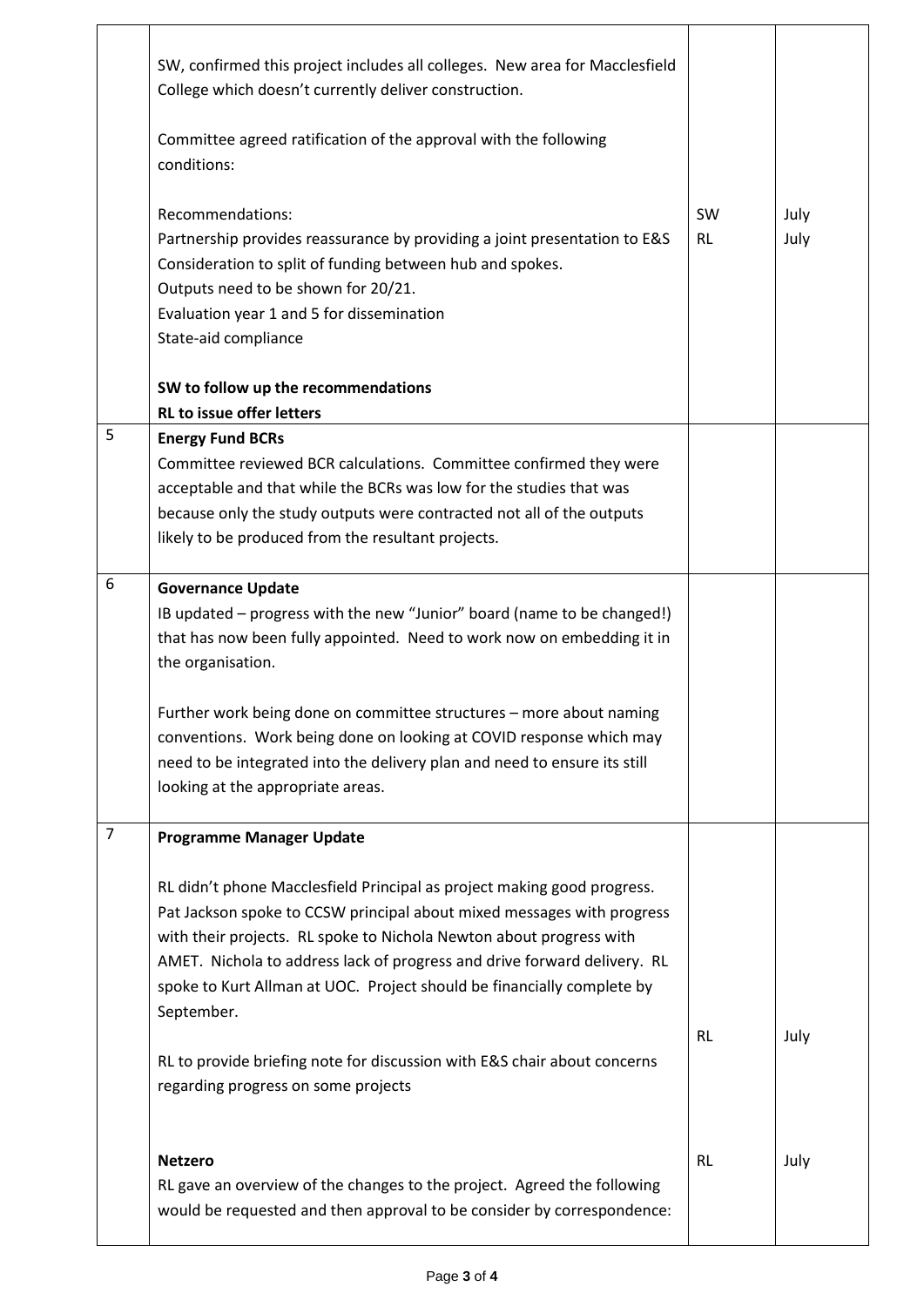| | | | |
|---|---|---|---|
| | SW, confirmed this project includes all colleges. New area for Macclesfield College which doesn't currently deliver construction.<br><br>Committee agreed ratification of the approval with the following conditions:<br><br>Recommendations:<br>Partnership provides reassurance by providing a joint presentation to E&S<br>Consideration to split of funding between hub and spokes.<br>Outputs need to be shown for 20/21.<br>Evaluation year 1 and 5 for dissemination<br>State-aid compliance<br><br>**SW to follow up the recommendations**<br>**RL to issue offer letters** | SW<br>RL | July<br>July |
| 5 | **Energy Fund BCRs**<br>Committee reviewed BCR calculations. Committee confirmed they were acceptable and that while the BCRs was low for the studies that was because only the study outputs were contracted not all of the outputs likely to be produced from the resultant projects. | | |
| 6 | **Governance Update**<br>IB updated – progress with the new "Junior" board (name to be changed!) that has now been fully appointed. Need to work now on embedding it in the organisation.<br><br>Further work being done on committee structures – more about naming conventions. Work being done on looking at COVID response which may need to be integrated into the delivery plan and need to ensure its still looking at the appropriate areas. | | |
| 7 | **Programme Manager Update**<br><br>RL didn't phone Macclesfield Principal as project making good progress. Pat Jackson spoke to CCSW principal about mixed messages with progress with their projects. RL spoke to Nichola Newton about progress with AMET. Nichola to address lack of progress and drive forward delivery. RL spoke to Kurt Allman at UOC. Project should be financially complete by September.<br><br>RL to provide briefing note for discussion with E&S chair about concerns regarding progress on some projects | RL | July |
| | **Netzero**<br>RL gave an overview of the changes to the project. Agreed the following would be requested and then approval to be consider by correspondence: | RL | July |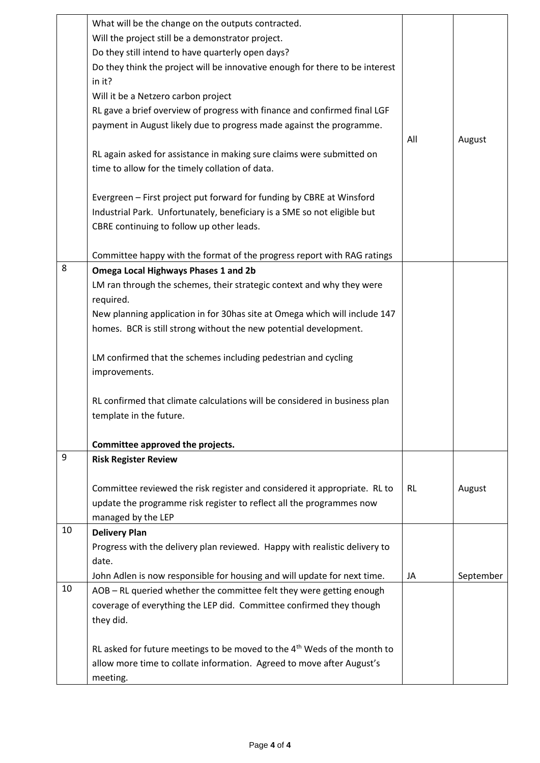| | | | |
|---|---|---|---|
| | What will be the change on the outputs contracted.<br>Will the project still be a demonstrator project.<br>Do they still intend to have quarterly open days?<br>Do they think the project will be innovative enough for there to be interest in it?<br>Will it be a Netzero carbon project<br>RL gave a brief overview of progress with finance and confirmed final LGF payment in August likely due to progress made against the programme.<br><br>RL again asked for assistance in making sure claims were submitted on time to allow for the timely collation of data.<br><br>Evergreen – First project put forward for funding by CBRE at Winsford Industrial Park. Unfortunately, beneficiary is a SME so not eligible but CBRE continuing to follow up other leads.<br><br>Committee happy with the format of the progress report with RAG ratings | All | August |
| 8 | **Omega Local Highways Phases 1 and 2b**<br>LM ran through the schemes, their strategic context and why they were required.<br>New planning application in for 30has site at Omega which will include 147 homes. BCR is still strong without the new potential development.<br><br>LM confirmed that the schemes including pedestrian and cycling improvements.<br><br>RL confirmed that climate calculations will be considered in business plan template in the future.<br><br>**Committee approved the projects.** | | |
| 9 | **Risk Register Review**<br><br>Committee reviewed the risk register and considered it appropriate. RL to update the programme risk register to reflect all the programmes now managed by the LEP | RL | August |
| 10 | **Delivery Plan**<br>Progress with the delivery plan reviewed. Happy with realistic delivery to date.<br>John Adlen is now responsible for housing and will update for next time. | JA | September |
| 10 | AOB – RL queried whether the committee felt they were getting enough coverage of everything the LEP did. Committee confirmed they though they did.<br><br>RL asked for future meetings to be moved to the 4th Weds of the month to allow more time to collate information. Agreed to move after August's meeting. | | |